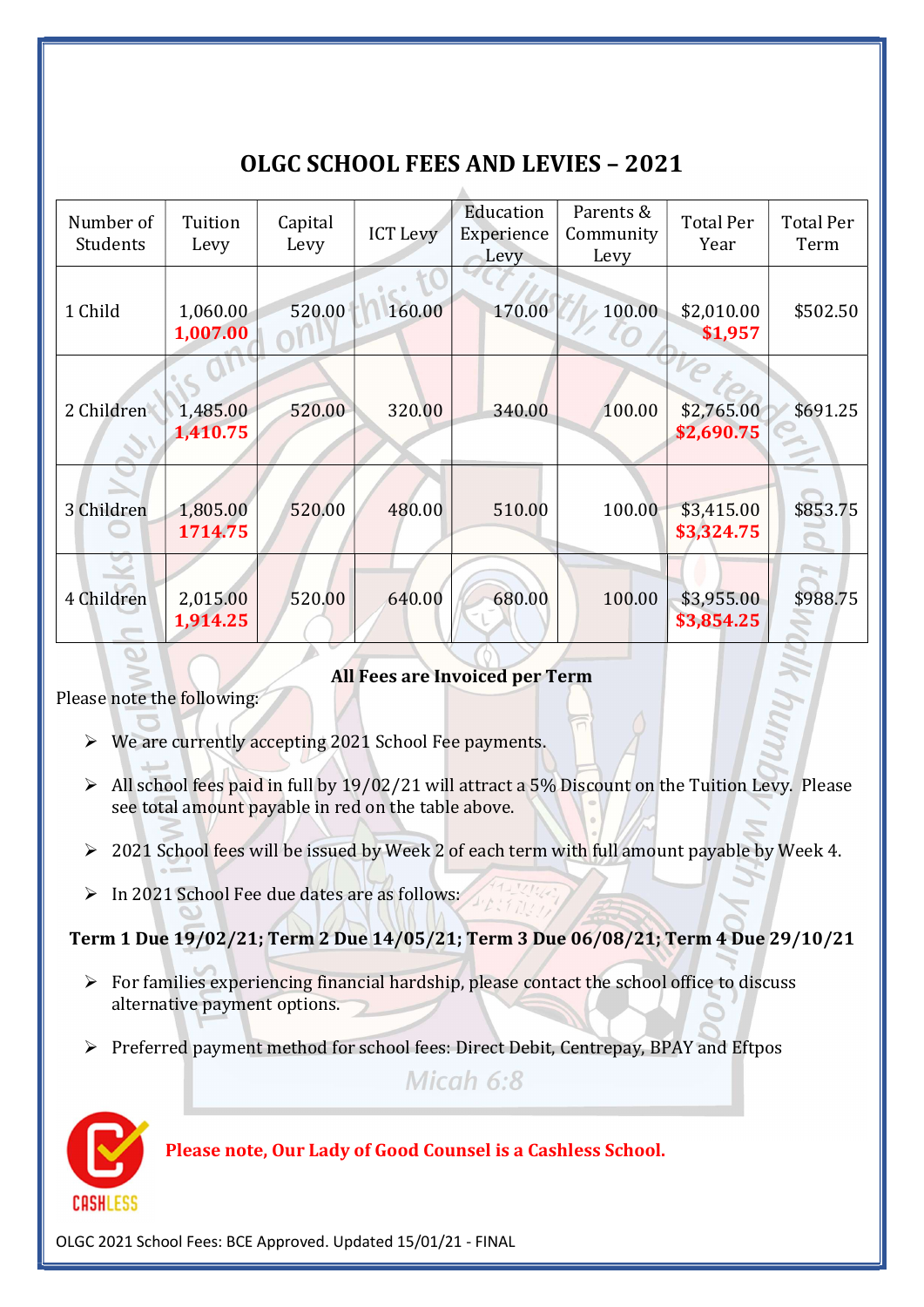# OLGC SCHOOL FEES AND LEVIES – 2021

| Number of Students | Tuition Levy | Capital Levy | ICT Levy | Education Experience Levy | Parents & Community Levy | Total Per Year | Total Per Term |
|---|---|---|---|---|---|---|---|
| 1 Child | 1,060.00 **1,007.00** | 520.00 | 160.00 | 170.00 | 100.00 | $2,010.00 **$1,957** | $502.50 |
| 2 Children | 1,485.00 **1,410.75** | 520.00 | 320.00 | 340.00 | 100.00 | $2,765.00 **$2,690.75** | $691.25 |
| 3 Children | 1,805.00 **1714.75** | 520.00 | 480.00 | 510.00 | 100.00 | $3,415.00 **$3,324.75** | $853.75 |
| 4 Children | 2,015.00 **1,914.25** | 520.00 | 640.00 | 680.00 | 100.00 | $3,955.00 **$3,854.25** | $988.75 |

**All Fees are Invoiced per Term**

Please note the following:

- We are currently accepting 2021 School Fee payments.
- All school fees paid in full by 19/02/21 will attract a 5% Discount on the Tuition Levy. Please see total amount payable in red on the table above.
- 2021 School fees will be issued by Week 2 of each term with full amount payable by Week 4.
- In 2021 School Fee due dates are as follows:

**Term 1 Due 19/02/21; Term 2 Due 14/05/21; Term 3 Due 06/08/21; Term 4 Due 29/10/21**

- For families experiencing financial hardship, please contact the school office to discuss alternative payment options.
- Preferred payment method for school fees: Direct Debit, Centrepay, BPAY and Eftpos

**Please note, Our Lady of Good Counsel is a Cashless School.**

OLGC 2021 School Fees: BCE Approved. Updated 15/01/21 - FINAL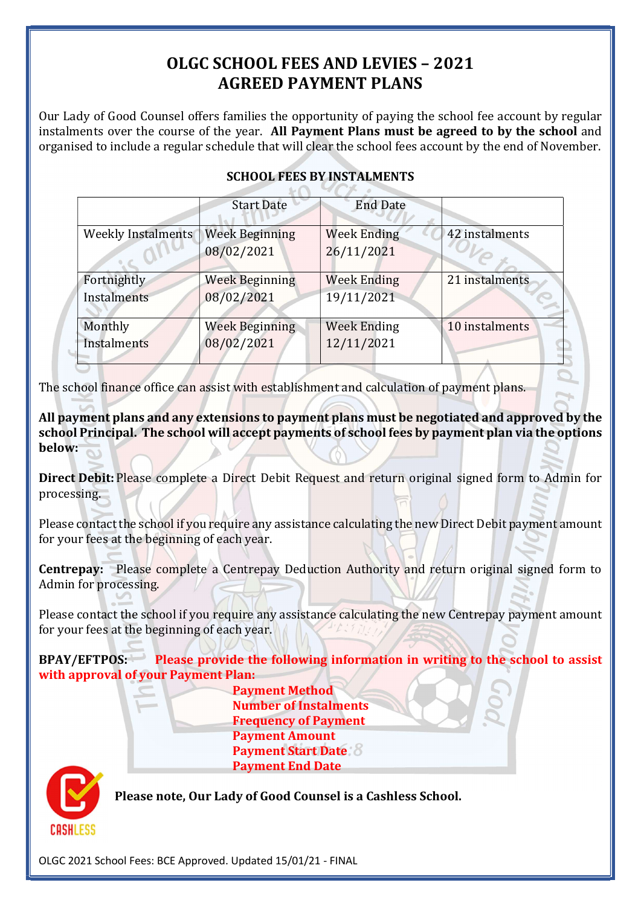# OLGC SCHOOL FEES AND LEVIES – 2021
# AGREED PAYMENT PLANS

Our Lady of Good Counsel offers families the opportunity of paying the school fee account by regular instalments over the course of the year. **All Payment Plans must be agreed to by the school** and organised to include a regular schedule that will clear the school fees account by the end of November.

## SCHOOL FEES BY INSTALMENTS

| | Start Date | End Date | |
|---|---|---|---|
| Weekly Instalments | Week Beginning 08/02/2021 | Week Ending 26/11/2021 | 42 instalments |
| Fortnightly Instalments | Week Beginning 08/02/2021 | Week Ending 19/11/2021 | 21 instalments |
| Monthly Instalments | Week Beginning 08/02/2021 | Week Ending 12/11/2021 | 10 instalments |

The school finance office can assist with establishment and calculation of payment plans.

**All payment plans and any extensions to payment plans must be negotiated and approved by the school Principal. The school will accept payments of school fees by payment plan via the options below:**

**Direct Debit:** Please complete a Direct Debit Request and return original signed form to Admin for processing.

Please contact the school if you require any assistance calculating the new Direct Debit payment amount for your fees at the beginning of each year.

**Centrepay:** Please complete a Centrepay Deduction Authority and return original signed form to Admin for processing.

Please contact the school if you require any assistance calculating the new Centrepay payment amount for your fees at the beginning of each year.

**BPAY/EFTPOS:** **Please provide the following information in writing to the school to assist with approval of your Payment Plan:**

**Payment Method**
**Number of Instalments**
**Frequency of Payment**
**Payment Amount**
**Payment Start Date**
**Payment End Date**

CASHLESS

**Please note, Our Lady of Good Counsel is a Cashless School.**

OLGC 2021 School Fees: BCE Approved. Updated 15/01/21 - FINAL